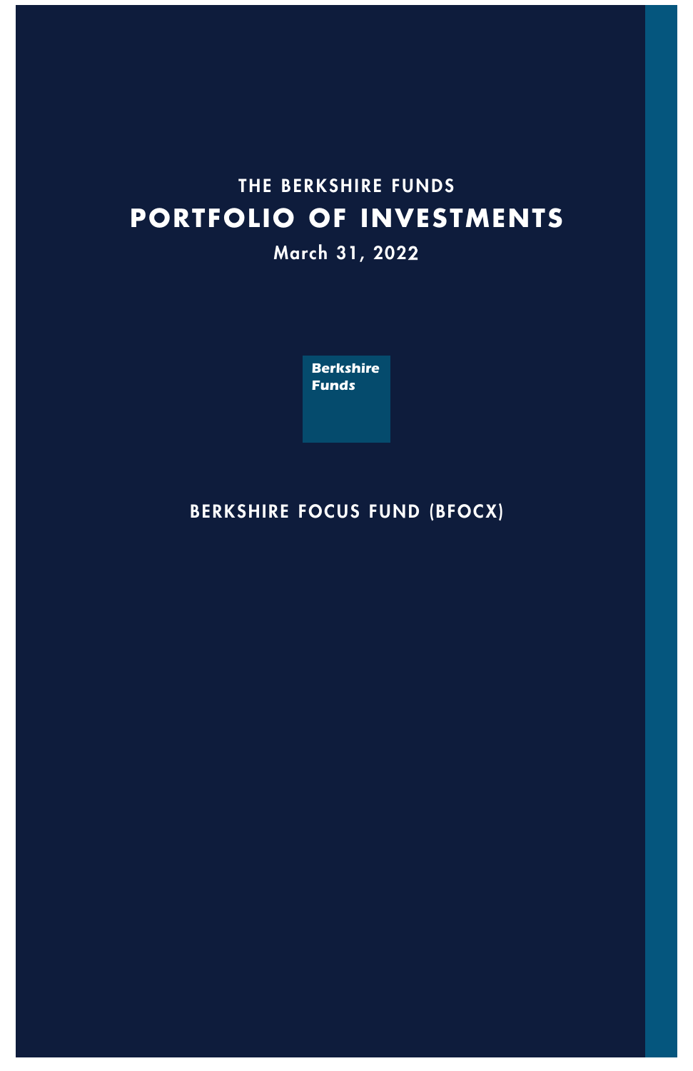THE BERKSHIRE FUNDS

# PORTFOLIO OF INVESTMENTS

March 31, 2022

**Berkshire Funds**

BERKSHIRE FOCUS FUND (BFOCX)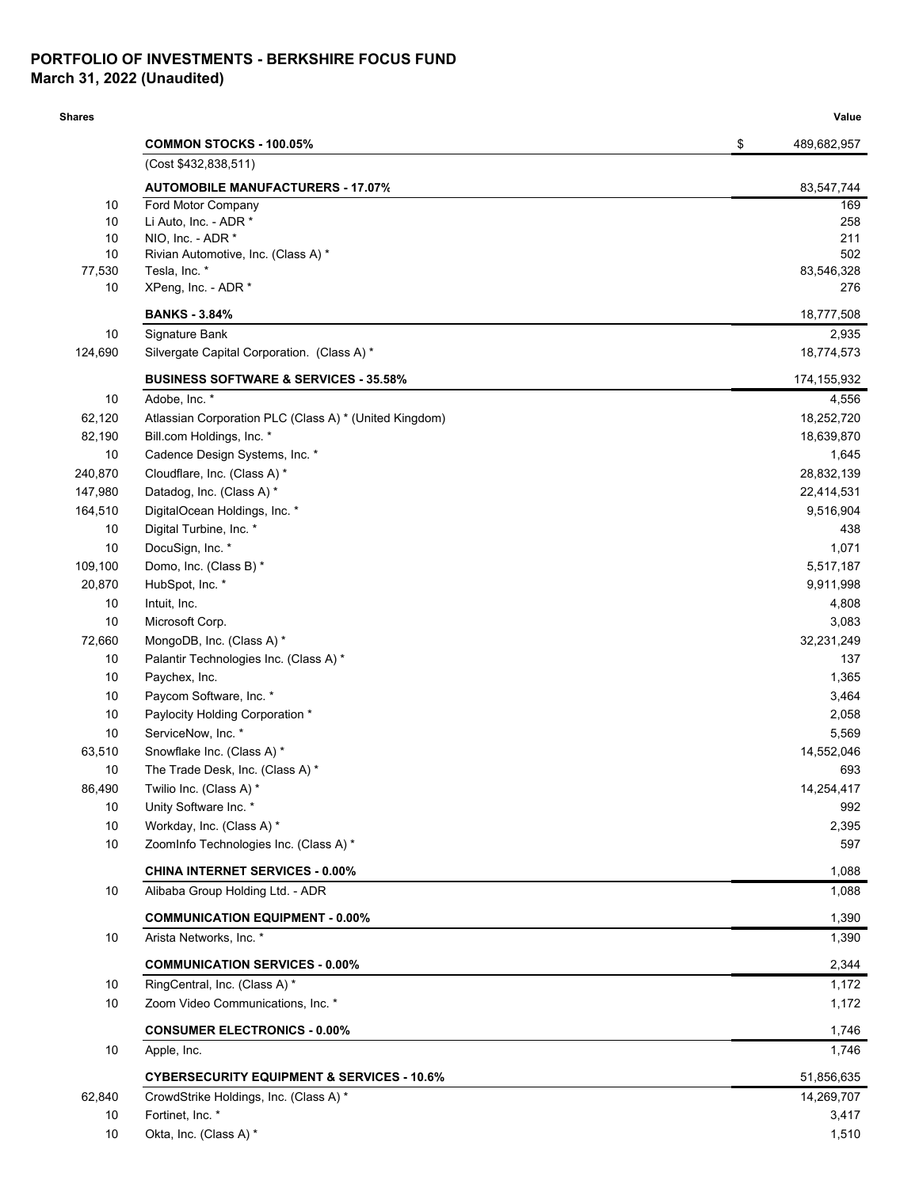**PORTFOLIO OF INVESTMENTS - BERKSHIRE FOCUS FUND**
**March 31, 2022 (Unaudited)**

| Shares | | Value |
|---|---|---|
| | **COMMON STOCKS - 100.05%** | $ 489,682,957 |
| | (Cost $432,838,511) | |
| | **AUTOMOBILE MANUFACTURERS - 17.07%** | 83,547,744 |
| 10 | Ford Motor Company | 169 |
| 10 | Li Auto, Inc. - ADR * | 258 |
| 10 | NIO, Inc. - ADR * | 211 |
| 10 | Rivian Automotive, Inc. (Class A) * | 502 |
| 77,530 | Tesla, Inc. * | 83,546,328 |
| 10 | XPeng, Inc. - ADR * | 276 |
| | **BANKS - 3.84%** | 18,777,508 |
| 10 | Signature Bank | 2,935 |
| 124,690 | Silvergate Capital Corporation. (Class A) * | 18,774,573 |
| | **BUSINESS SOFTWARE & SERVICES - 35.58%** | 174,155,932 |
| 10 | Adobe, Inc. * | 4,556 |
| 62,120 | Atlassian Corporation PLC (Class A) * (United Kingdom) | 18,252,720 |
| 82,190 | Bill.com Holdings, Inc. * | 18,639,870 |
| 10 | Cadence Design Systems, Inc. * | 1,645 |
| 240,870 | Cloudflare, Inc. (Class A) * | 28,832,139 |
| 147,980 | Datadog, Inc. (Class A) * | 22,414,531 |
| 164,510 | DigitalOcean Holdings, Inc. * | 9,516,904 |
| 10 | Digital Turbine, Inc. * | 438 |
| 10 | DocuSign, Inc. * | 1,071 |
| 109,100 | Domo, Inc. (Class B) * | 5,517,187 |
| 20,870 | HubSpot, Inc. * | 9,911,998 |
| 10 | Intuit, Inc. | 4,808 |
| 10 | Microsoft Corp. | 3,083 |
| 72,660 | MongoDB, Inc. (Class A) * | 32,231,249 |
| 10 | Palantir Technologies Inc. (Class A) * | 137 |
| 10 | Paychex, Inc. | 1,365 |
| 10 | Paycom Software, Inc. * | 3,464 |
| 10 | Paylocity Holding Corporation * | 2,058 |
| 10 | ServiceNow, Inc. * | 5,569 |
| 63,510 | Snowflake Inc. (Class A) * | 14,552,046 |
| 10 | The Trade Desk, Inc. (Class A) * | 693 |
| 86,490 | Twilio Inc. (Class A) * | 14,254,417 |
| 10 | Unity Software Inc. * | 992 |
| 10 | Workday, Inc. (Class A) * | 2,395 |
| 10 | ZoomInfo Technologies Inc. (Class A) * | 597 |
| | **CHINA INTERNET SERVICES - 0.00%** | 1,088 |
| 10 | Alibaba Group Holding Ltd. - ADR | 1,088 |
| | **COMMUNICATION EQUIPMENT - 0.00%** | 1,390 |
| 10 | Arista Networks, Inc. * | 1,390 |
| | **COMMUNICATION SERVICES - 0.00%** | 2,344 |
| 10 | RingCentral, Inc. (Class A) * | 1,172 |
| 10 | Zoom Video Communications, Inc. * | 1,172 |
| | **CONSUMER ELECTRONICS - 0.00%** | 1,746 |
| 10 | Apple, Inc. | 1,746 |
| | **CYBERSECURITY EQUIPMENT & SERVICES - 10.6%** | 51,856,635 |
| 62,840 | CrowdStrike Holdings, Inc. (Class A) * | 14,269,707 |
| 10 | Fortinet, Inc. * | 3,417 |
| 10 | Okta, Inc. (Class A) * | 1,510 |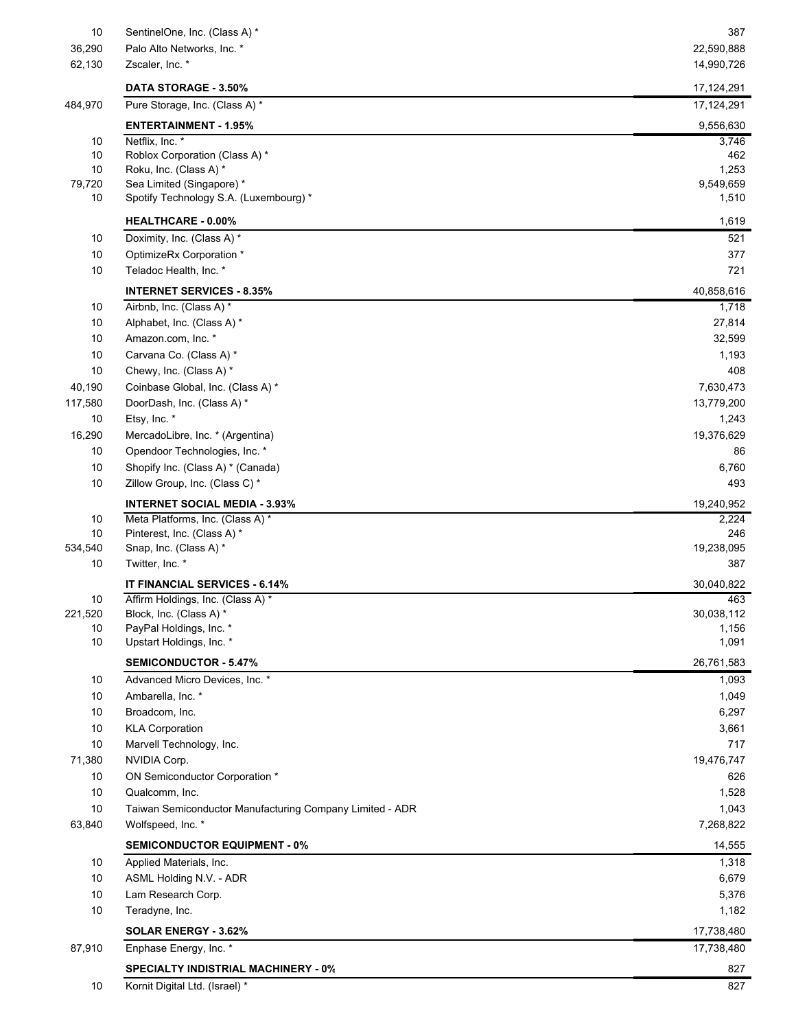| Shares | Security | Value |
|---|---|---|
| 10 | SentinelOne, Inc. (Class A) * | 387 |
| 36,290 | Palo Alto Networks, Inc. * | 22,590,888 |
| 62,130 | Zscaler, Inc. * | 14,990,726 |
| | **DATA STORAGE - 3.50%** | 17,124,291 |
| 484,970 | Pure Storage, Inc. (Class A) * | 17,124,291 |
| | **ENTERTAINMENT - 1.95%** | 9,556,630 |
| 10 | Netflix, Inc. * | 3,746 |
| 10 | Roblox Corporation (Class A) * | 462 |
| 10 | Roku, Inc. (Class A) * | 1,253 |
| 79,720 | Sea Limited (Singapore) * | 9,549,659 |
| 10 | Spotify Technology S.A. (Luxembourg) * | 1,510 |
| | **HEALTHCARE - 0.00%** | 1,619 |
| 10 | Doximity, Inc. (Class A) * | 521 |
| 10 | OptimizeRx Corporation * | 377 |
| 10 | Teladoc Health, Inc. * | 721 |
| | **INTERNET SERVICES - 8.35%** | 40,858,616 |
| 10 | Airbnb, Inc. (Class A) * | 1,718 |
| 10 | Alphabet, Inc. (Class A) * | 27,814 |
| 10 | Amazon.com, Inc. * | 32,599 |
| 10 | Carvana Co. (Class A) * | 1,193 |
| 10 | Chewy, Inc. (Class A) * | 408 |
| 40,190 | Coinbase Global, Inc. (Class A) * | 7,630,473 |
| 117,580 | DoorDash, Inc. (Class A) * | 13,779,200 |
| 10 | Etsy, Inc. * | 1,243 |
| 16,290 | MercadoLibre, Inc. * (Argentina) | 19,376,629 |
| 10 | Opendoor Technologies, Inc. * | 86 |
| 10 | Shopify Inc. (Class A) * (Canada) | 6,760 |
| 10 | Zillow Group, Inc. (Class C) * | 493 |
| | **INTERNET SOCIAL MEDIA - 3.93%** | 19,240,952 |
| 10 | Meta Platforms, Inc. (Class A) * | 2,224 |
| 10 | Pinterest, Inc. (Class A) * | 246 |
| 534,540 | Snap, Inc. (Class A) * | 19,238,095 |
| 10 | Twitter, Inc. * | 387 |
| | **IT FINANCIAL SERVICES - 6.14%** | 30,040,822 |
| 10 | Affirm Holdings, Inc. (Class A) * | 463 |
| 221,520 | Block, Inc. (Class A) * | 30,038,112 |
| 10 | PayPal Holdings, Inc. * | 1,156 |
| 10 | Upstart Holdings, Inc. * | 1,091 |
| | **SEMICONDUCTOR - 5.47%** | 26,761,583 |
| 10 | Advanced Micro Devices, Inc. * | 1,093 |
| 10 | Ambarella, Inc. * | 1,049 |
| 10 | Broadcom, Inc. | 6,297 |
| 10 | KLA Corporation | 3,661 |
| 10 | Marvell Technology, Inc. | 717 |
| 71,380 | NVIDIA Corp. | 19,476,747 |
| 10 | ON Semiconductor Corporation * | 626 |
| 10 | Qualcomm, Inc. | 1,528 |
| 10 | Taiwan Semiconductor Manufacturing Company Limited - ADR | 1,043 |
| 63,840 | Wolfspeed, Inc. * | 7,268,822 |
| | **SEMICONDUCTOR EQUIPMENT - 0%** | 14,555 |
| 10 | Applied Materials, Inc. | 1,318 |
| 10 | ASML Holding N.V. - ADR | 6,679 |
| 10 | Lam Research Corp. | 5,376 |
| 10 | Teradyne, Inc. | 1,182 |
| | **SOLAR ENERGY - 3.62%** | 17,738,480 |
| 87,910 | Enphase Energy, Inc. * | 17,738,480 |
| | **SPECIALTY INDISTRIAL MACHINERY - 0%** | 827 |
| 10 | Kornit Digital Ltd. (Israel) * | 827 |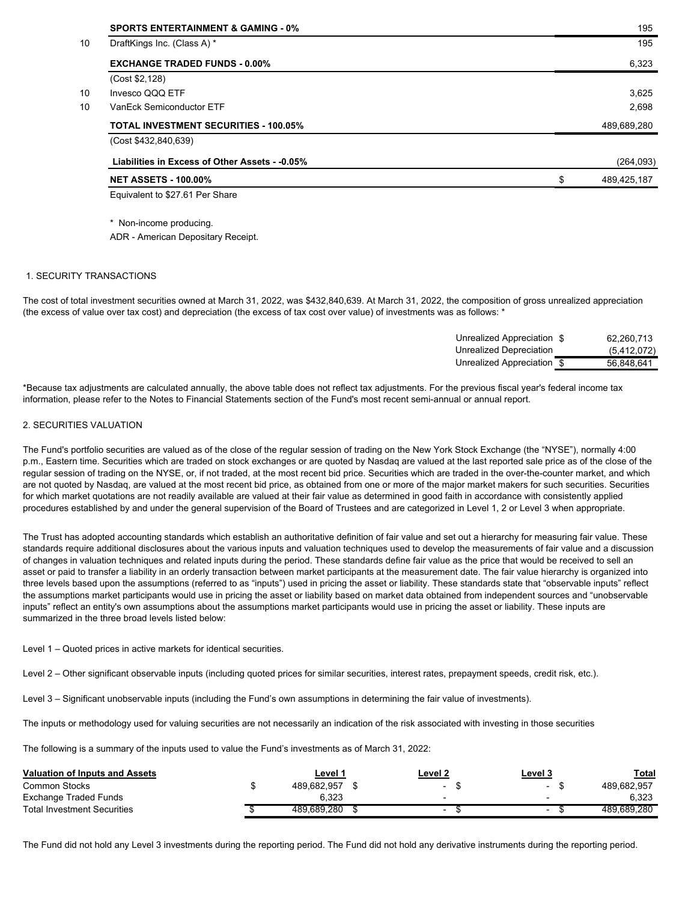| | | |
|---|---|---|
| | **SPORTS ENTERTAINMENT & GAMING - 0%** | 195 |
| 10 | DraftKings Inc. (Class A) * | 195 |
| | **EXCHANGE TRADED FUNDS - 0.00%** | 6,323 |
| | (Cost $2,128) | |
| 10 | Invesco QQQ ETF | 3,625 |
| 10 | VanEck Semiconductor ETF | 2,698 |
| | **TOTAL INVESTMENT SECURITIES - 100.05%** | 489,689,280 |
| | (Cost $432,840,639) | |
| | **Liabilities in Excess of Other Assets - -0.05%** | (264,093) |
| | **NET ASSETS - 100.00%** | $ 489,425,187 |
| | Equivalent to $27.61 Per Share | |

\* Non-income producing.

ADR - American Depositary Receipt.

1. SECURITY TRANSACTIONS

The cost of total investment securities owned at March 31, 2022, was $432,840,639. At March 31, 2022, the composition of gross unrealized appreciation (the excess of value over tax cost) and depreciation (the excess of tax cost over value) of investments was as follows: *

| | |
|---|---|
| Unrealized Appreciation | $ 62,260,713 |
| Unrealized Depreciation | (5,412,072) |
| Unrealized Appreciation | $ 56,848,641 |

*Because tax adjustments are calculated annually, the above table does not reflect tax adjustments. For the previous fiscal year's federal income tax information, please refer to the Notes to Financial Statements section of the Fund's most recent semi-annual or annual report.

2. SECURITIES VALUATION

The Fund's portfolio securities are valued as of the close of the regular session of trading on the New York Stock Exchange (the "NYSE"), normally 4:00 p.m., Eastern time. Securities which are traded on stock exchanges or are quoted by Nasdaq are valued at the last reported sale price as of the close of the regular session of trading on the NYSE, or, if not traded, at the most recent bid price. Securities which are traded in the over-the-counter market, and which are not quoted by Nasdaq, are valued at the most recent bid price, as obtained from one or more of the major market makers for such securities. Securities for which market quotations are not readily available are valued at their fair value as determined in good faith in accordance with consistently applied procedures established by and under the general supervision of the Board of Trustees and are categorized in Level 1, 2 or Level 3 when appropriate.

The Trust has adopted accounting standards which establish an authoritative definition of fair value and set out a hierarchy for measuring fair value. These standards require additional disclosures about the various inputs and valuation techniques used to develop the measurements of fair value and a discussion of changes in valuation techniques and related inputs during the period. These standards define fair value as the price that would be received to sell an asset or paid to transfer a liability in an orderly transaction between market participants at the measurement date. The fair value hierarchy is organized into three levels based upon the assumptions (referred to as "inputs") used in pricing the asset or liability. These standards state that "observable inputs" reflect the assumptions market participants would use in pricing the asset or liability based on market data obtained from independent sources and "unobservable inputs" reflect an entity's own assumptions about the assumptions market participants would use in pricing the asset or liability. These inputs are summarized in the three broad levels listed below:

Level 1 – Quoted prices in active markets for identical securities.

Level 2 – Other significant observable inputs (including quoted prices for similar securities, interest rates, prepayment speeds, credit risk, etc.).

Level 3 – Significant unobservable inputs (including the Fund's own assumptions in determining the fair value of investments).

The inputs or methodology used for valuing securities are not necessarily an indication of the risk associated with investing in those securities

The following is a summary of the inputs used to value the Fund's investments as of March 31, 2022:

| **Valuation of Inputs and Assets** | **Level 1** | **Level 2** | **Level 3** | **Total** |
|---|---|---|---|---|
| Common Stocks | $ 489,682,957 | $ - | $ - | $ 489,682,957 |
| Exchange Traded Funds | 6,323 | - | - | 6,323 |
| Total Investment Securities | $ 489,689,280 | $ - | $ - | $ 489,689,280 |

The Fund did not hold any Level 3 investments during the reporting period. The Fund did not hold any derivative instruments during the reporting period.